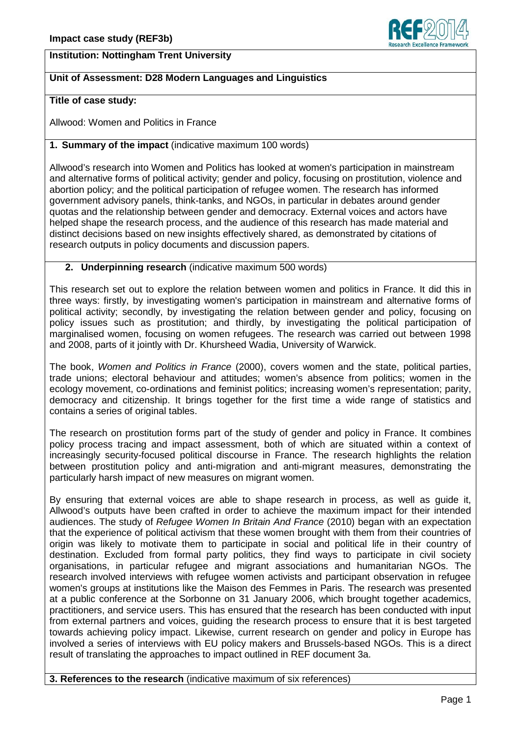**Impact case study (REF3b)**

**Institution: Nottingham Trent University**

**Unit of Assessment: D28 Modern Languages and Linguistics**

**Title of case study:**

Allwood: Women and Politics in France

**1. Summary of the impact** (indicative maximum 100 words)

Allwood's research into Women and Politics has looked at women's participation in mainstream and alternative forms of political activity; gender and policy, focusing on prostitution, violence and abortion policy; and the political participation of refugee women. The research has informed government advisory panels, think-tanks, and NGOs, in particular in debates around gender quotas and the relationship between gender and democracy. External voices and actors have helped shape the research process, and the audience of this research has made material and distinct decisions based on new insights effectively shared, as demonstrated by citations of research outputs in policy documents and discussion papers.

**2. Underpinning research** (indicative maximum 500 words)

This research set out to explore the relation between women and politics in France. It did this in three ways: firstly, by investigating women's participation in mainstream and alternative forms of political activity; secondly, by investigating the relation between gender and policy, focusing on policy issues such as prostitution; and thirdly, by investigating the political participation of marginalised women, focusing on women refugees. The research was carried out between 1998 and 2008, parts of it jointly with Dr. Khursheed Wadia, University of Warwick.

The book, *Women and Politics in France* (2000), covers women and the state, political parties, trade unions; electoral behaviour and attitudes; women's absence from politics; women in the ecology movement, co-ordinations and feminist politics; increasing women's representation; parity, democracy and citizenship. It brings together for the first time a wide range of statistics and contains a series of original tables.

The research on prostitution forms part of the study of gender and policy in France. It combines policy process tracing and impact assessment, both of which are situated within a context of increasingly security-focused political discourse in France. The research highlights the relation between prostitution policy and anti-migration and anti-migrant measures, demonstrating the particularly harsh impact of new measures on migrant women.

By ensuring that external voices are able to shape research in process, as well as guide it, Allwood's outputs have been crafted in order to achieve the maximum impact for their intended audiences. The study of *Refugee Women In Britain And France* (2010) began with an expectation that the experience of political activism that these women brought with them from their countries of origin was likely to motivate them to participate in social and political life in their country of destination. Excluded from formal party politics, they find ways to participate in civil society organisations, in particular refugee and migrant associations and humanitarian NGOs. The research involved interviews with refugee women activists and participant observation in refugee women's groups at institutions like the Maison des Femmes in Paris. The research was presented at a public conference at the Sorbonne on 31 January 2006, which brought together academics, practitioners, and service users. This has ensured that the research has been conducted with input from external partners and voices, guiding the research process to ensure that it is best targeted towards achieving policy impact. Likewise, current research on gender and policy in Europe has involved a series of interviews with EU policy makers and Brussels-based NGOs. This is a direct result of translating the approaches to impact outlined in REF document 3a.

**3. References to the research** (indicative maximum of six references)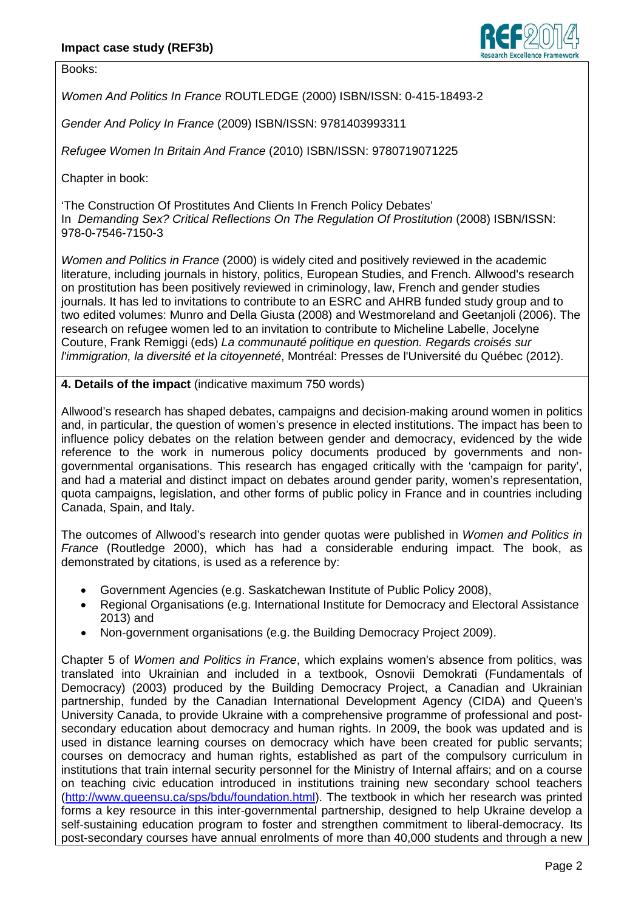Books:

*Women And Politics In France* ROUTLEDGE (2000) ISBN/ISSN: 0-415-18493-2

*Gender And Policy In France* (2009) ISBN/ISSN: 9781403993311

*Refugee Women In Britain And France* (2010) ISBN/ISSN: 9780719071225

Chapter in book:

'The Construction Of Prostitutes And Clients In French Policy Debates'
In *Demanding Sex? Critical Reflections On The Regulation Of Prostitution* (2008) ISBN/ISSN: 978-0-7546-7150-3

*Women and Politics in France* (2000) is widely cited and positively reviewed in the academic literature, including journals in history, politics, European Studies, and French. Allwood's research on prostitution has been positively reviewed in criminology, law, French and gender studies journals. It has led to invitations to contribute to an ESRC and AHRB funded study group and to two edited volumes: Munro and Della Giusta (2008) and Westmoreland and Geetanjoli (2006). The research on refugee women led to an invitation to contribute to Micheline Labelle, Jocelyne Couture, Frank Remiggi (eds) *La communauté politique en question. Regards croisés sur l'immigration, la diversité et la citoyenneté*, Montréal: Presses de l'Université du Québec (2012).

**4. Details of the impact** (indicative maximum 750 words)

Allwood's research has shaped debates, campaigns and decision-making around women in politics and, in particular, the question of women's presence in elected institutions. The impact has been to influence policy debates on the relation between gender and democracy, evidenced by the wide reference to the work in numerous policy documents produced by governments and non-governmental organisations. This research has engaged critically with the 'campaign for parity', and had a material and distinct impact on debates around gender parity, women's representation, quota campaigns, legislation, and other forms of public policy in France and in countries including Canada, Spain, and Italy.

The outcomes of Allwood's research into gender quotas were published in *Women and Politics in France* (Routledge 2000), which has had a considerable enduring impact. The book, as demonstrated by citations, is used as a reference by:

- Government Agencies (e.g. Saskatchewan Institute of Public Policy 2008),
- Regional Organisations (e.g. International Institute for Democracy and Electoral Assistance 2013) and
- Non-government organisations (e.g. the Building Democracy Project 2009).

Chapter 5 of *Women and Politics in France*, which explains women's absence from politics, was translated into Ukrainian and included in a textbook, Osnovii Demokrati (Fundamentals of Democracy) (2003) produced by the Building Democracy Project, a Canadian and Ukrainian partnership, funded by the Canadian International Development Agency (CIDA) and Queen's University Canada, to provide Ukraine with a comprehensive programme of professional and post-secondary education about democracy and human rights. In 2009, the book was updated and is used in distance learning courses on democracy which have been created for public servants; courses on democracy and human rights, established as part of the compulsory curriculum in institutions that train internal security personnel for the Ministry of Internal affairs; and on a course on teaching civic education introduced in institutions training new secondary school teachers (http://www.queensu.ca/sps/bdu/foundation.html). The textbook in which her research was printed forms a key resource in this inter-governmental partnership, designed to help Ukraine develop a self-sustaining education program to foster and strengthen commitment to liberal-democracy. Its post-secondary courses have annual enrolments of more than 40,000 students and through a new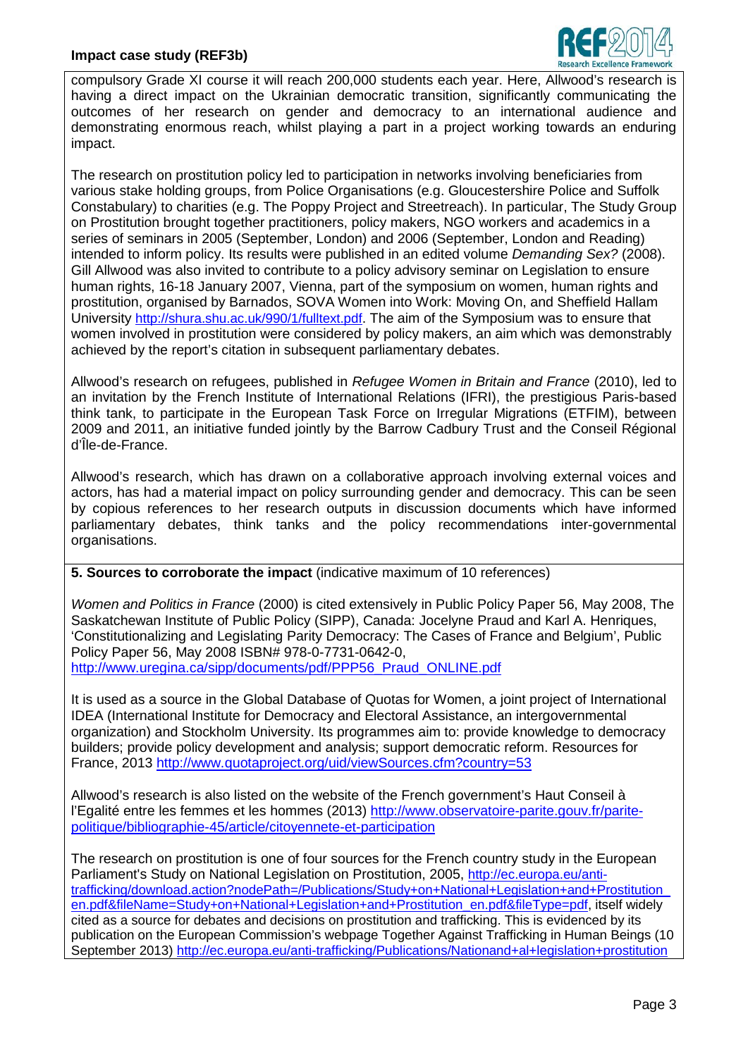compulsory Grade XI course it will reach 200,000 students each year. Here, Allwood's research is having a direct impact on the Ukrainian democratic transition, significantly communicating the outcomes of her research on gender and democracy to an international audience and demonstrating enormous reach, whilst playing a part in a project working towards an enduring impact.

The research on prostitution policy led to participation in networks involving beneficiaries from various stake holding groups, from Police Organisations (e.g. Gloucestershire Police and Suffolk Constabulary) to charities (e.g. The Poppy Project and Streetreach). In particular, The Study Group on Prostitution brought together practitioners, policy makers, NGO workers and academics in a series of seminars in 2005 (September, London) and 2006 (September, London and Reading) intended to inform policy. Its results were published in an edited volume *Demanding Sex?* (2008). Gill Allwood was also invited to contribute to a policy advisory seminar on Legislation to ensure human rights, 16-18 January 2007, Vienna, part of the symposium on women, human rights and prostitution, organised by Barnados, SOVA Women into Work: Moving On, and Sheffield Hallam University http://shura.shu.ac.uk/990/1/fulltext.pdf. The aim of the Symposium was to ensure that women involved in prostitution were considered by policy makers, an aim which was demonstrably achieved by the report's citation in subsequent parliamentary debates.

Allwood's research on refugees, published in *Refugee Women in Britain and France* (2010), led to an invitation by the French Institute of International Relations (IFRI), the prestigious Paris-based think tank, to participate in the European Task Force on Irregular Migrations (ETFIM), between 2009 and 2011, an initiative funded jointly by the Barrow Cadbury Trust and the Conseil Régional d'Île-de-France.

Allwood's research, which has drawn on a collaborative approach involving external voices and actors, has had a material impact on policy surrounding gender and democracy. This can be seen by copious references to her research outputs in discussion documents which have informed parliamentary debates, think tanks and the policy recommendations inter-governmental organisations.

**5. Sources to corroborate the impact** (indicative maximum of 10 references)

*Women and Politics in France* (2000) is cited extensively in Public Policy Paper 56, May 2008, The Saskatchewan Institute of Public Policy (SIPP), Canada: Jocelyne Praud and Karl A. Henriques, 'Constitutionalizing and Legislating Parity Democracy: The Cases of France and Belgium', Public Policy Paper 56, May 2008 ISBN# 978-0-7731-0642-0, http://www.uregina.ca/sipp/documents/pdf/PPP56_Praud_ONLINE.pdf

It is used as a source in the Global Database of Quotas for Women, a joint project of International IDEA (International Institute for Democracy and Electoral Assistance, an intergovernmental organization) and Stockholm University. Its programmes aim to: provide knowledge to democracy builders; provide policy development and analysis; support democratic reform. Resources for France, 2013 http://www.quotaproject.org/uid/viewSources.cfm?country=53

Allwood's research is also listed on the website of the French government's Haut Conseil à l'Egalité entre les femmes et les hommes (2013) http://www.observatoire-parite.gouv.fr/parite-politique/bibliographie-45/article/citoyennete-et-participation

The research on prostitution is one of four sources for the French country study in the European Parliament's Study on National Legislation on Prostitution, 2005, http://ec.europa.eu/anti-trafficking/download.action?nodePath=/Publications/Study+on+National+Legislation+and+Prostitution_en.pdf&fileName=Study+on+National+Legislation+and+Prostitution_en.pdf&fileType=pdf, itself widely cited as a source for debates and decisions on prostitution and trafficking. This is evidenced by its publication on the European Commission's webpage Together Against Trafficking in Human Beings (10 September 2013) http://ec.europa.eu/anti-trafficking/Publications/Nationand+al+legislation+prostitution